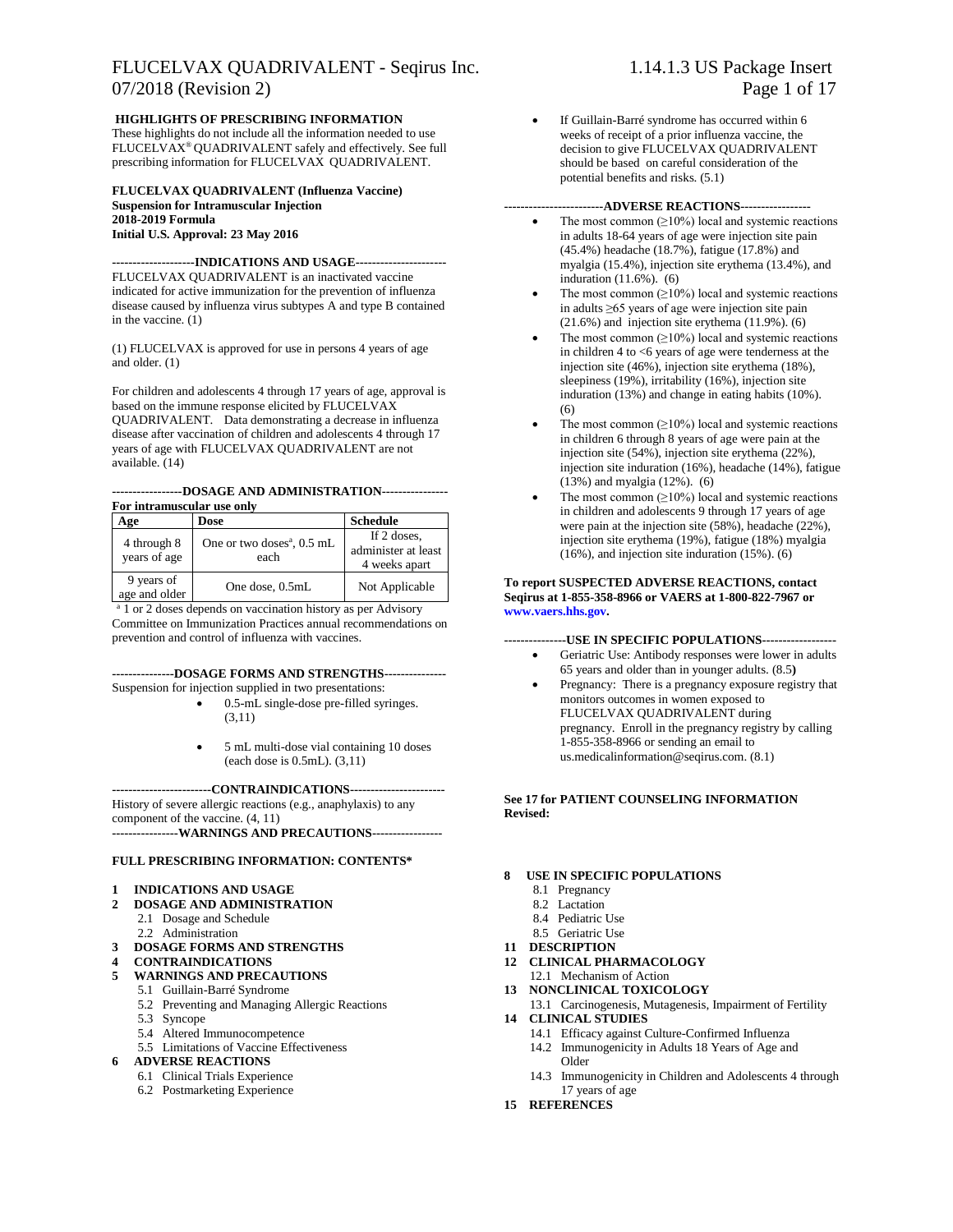**HIGHLIGHTS OF PRESCRIBING INFORMATION**
These highlights do not include all the information needed to use FLUCELVAX® QUADRIVALENT safely and effectively. See full prescribing information for FLUCELVAX QUADRIVALENT.

**FLUCELVAX QUADRIVALENT (Influenza Vaccine)**
**Suspension for Intramuscular Injection**
**2018-2019 Formula**
**Initial U.S. Approval: 23 May 2016**

**--------------------INDICATIONS AND USAGE---------------------**
FLUCELVAX QUADRIVALENT is an inactivated vaccine indicated for active immunization for the prevention of influenza disease caused by influenza virus subtypes A and type B contained in the vaccine. (1)

(1) FLUCELVAX is approved for use in persons 4 years of age and older. (1)

For children and adolescents 4 through 17 years of age, approval is based on the immune response elicited by FLUCELVAX QUADRIVALENT. Data demonstrating a decrease in influenza disease after vaccination of children and adolescents 4 through 17 years of age with FLUCELVAX QUADRIVALENT are not available. (14)

**-----------------DOSAGE AND ADMINISTRATION----------------**
**For intramuscular use only**

| Age | Dose | Schedule |
|---|---|---|
| 4 through 8 years of age | One or two doses[a], 0.5 mL each | If 2 doses, administer at least 4 weeks apart |
| 9 years of age and older | One dose, 0.5mL | Not Applicable |

[a] 1 or 2 doses depends on vaccination history as per Advisory Committee on Immunization Practices annual recommendations on prevention and control of influenza with vaccines.

**---------------DOSAGE FORMS AND STRENGTHS---------------**
Suspension for injection supplied in two presentations:

- 0.5-mL single-dose pre-filled syringes. (3,11)
- 5 mL multi-dose vial containing 10 doses (each dose is 0.5mL). (3,11)

**------------------------CONTRAINDICATIONS-----------------------**
History of severe allergic reactions (e.g., anaphylaxis) to any component of the vaccine. (4, 11)

**----------------WARNINGS AND PRECAUTIONS-----------------**

- If Guillain-Barré syndrome has occurred within 6 weeks of receipt of a prior influenza vaccine, the decision to give FLUCELVAX QUADRIVALENT should be based on careful consideration of the potential benefits and risks. (5.1)

**------------------------ADVERSE REACTIONS-----------------**

- The most common (≥10%) local and systemic reactions in adults 18-64 years of age were injection site pain (45.4%) headache (18.7%), fatigue (17.8%) and myalgia (15.4%), injection site erythema (13.4%), and induration (11.6%). (6)
- The most common (≥10%) local and systemic reactions in adults ≥65 years of age were injection site pain (21.6%) and injection site erythema (11.9%). (6)
- The most common (≥10%) local and systemic reactions in children 4 to <6 years of age were tenderness at the injection site (46%), injection site erythema (18%), sleepiness (19%), irritability (16%), injection site induration (13%) and change in eating habits (10%). (6)
- The most common (≥10%) local and systemic reactions in children 6 through 8 years of age were pain at the injection site (54%), injection site erythema (22%), injection site induration (16%), headache (14%), fatigue (13%) and myalgia (12%). (6)
- The most common (≥10%) local and systemic reactions in children and adolescents 9 through 17 years of age were pain at the injection site (58%), headache (22%), injection site erythema (19%), fatigue (18%) myalgia (16%), and injection site induration (15%). (6)

**To report SUSPECTED ADVERSE REACTIONS, contact Seqirus at 1-855-358-8966 or VAERS at 1-800-822-7967 or www.vaers.hhs.gov.**

**---------------USE IN SPECIFIC POPULATIONS------------------**

- Geriatric Use: Antibody responses were lower in adults 65 years and older than in younger adults. (8.5)
- Pregnancy: There is a pregnancy exposure registry that monitors outcomes in women exposed to FLUCELVAX QUADRIVALENT during pregnancy. Enroll in the pregnancy registry by calling 1-855-358-8966 or sending an email to us.medicalinformation@seqirus.com. (8.1)

**See 17 for PATIENT COUNSELING INFORMATION**
**Revised:**

**FULL PRESCRIBING INFORMATION: CONTENTS***

**1 INDICATIONS AND USAGE**
**2 DOSAGE AND ADMINISTRATION**
- 2.1 Dosage and Schedule
- 2.2 Administration

**3 DOSAGE FORMS AND STRENGTHS**
**4 CONTRAINDICATIONS**
**5 WARNINGS AND PRECAUTIONS**
- 5.1 Guillain-Barré Syndrome
- 5.2 Preventing and Managing Allergic Reactions
- 5.3 Syncope
- 5.4 Altered Immunocompetence
- 5.5 Limitations of Vaccine Effectiveness

**6 ADVERSE REACTIONS**
- 6.1 Clinical Trials Experience
- 6.2 Postmarketing Experience

**8 USE IN SPECIFIC POPULATIONS**
- 8.1 Pregnancy
- 8.2 Lactation
- 8.4 Pediatric Use
- 8.5 Geriatric Use

**11 DESCRIPTION**
**12 CLINICAL PHARMACOLOGY**
- 12.1 Mechanism of Action

**13 NONCLINICAL TOXICOLOGY**
- 13.1 Carcinogenesis, Mutagenesis, Impairment of Fertility

**14 CLINICAL STUDIES**
- 14.1 Efficacy against Culture-Confirmed Influenza
- 14.2 Immunogenicity in Adults 18 Years of Age and Older
- 14.3 Immunogenicity in Children and Adolescents 4 through 17 years of age

**15 REFERENCES**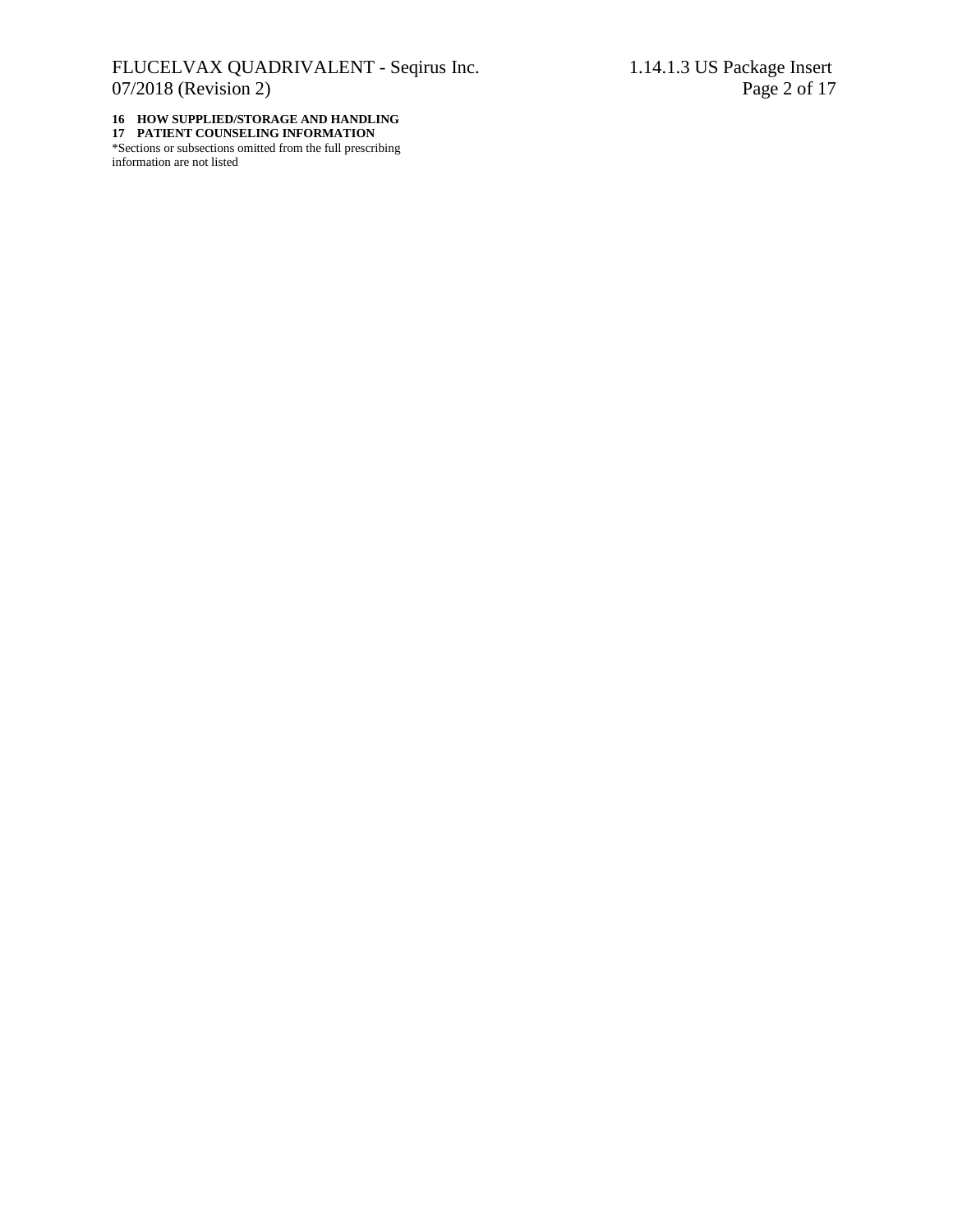**16 HOW SUPPLIED/STORAGE AND HANDLING**
**17 PATIENT COUNSELING INFORMATION**

*Sections or subsections omitted from the full prescribing information are not listed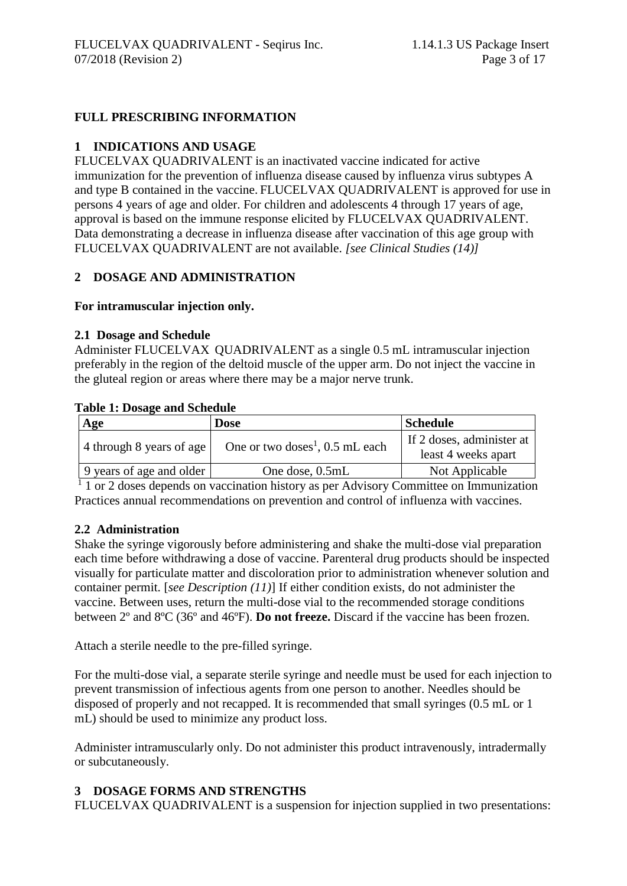# FULL PRESCRIBING INFORMATION

## 1 INDICATIONS AND USAGE

FLUCELVAX QUADRIVALENT is an inactivated vaccine indicated for active immunization for the prevention of influenza disease caused by influenza virus subtypes A and type B contained in the vaccine. FLUCELVAX QUADRIVALENT is approved for use in persons 4 years of age and older. For children and adolescents 4 through 17 years of age, approval is based on the immune response elicited by FLUCELVAX QUADRIVALENT. Data demonstrating a decrease in influenza disease after vaccination of this age group with FLUCELVAX QUADRIVALENT are not available. *[see Clinical Studies (14)]*

## 2 DOSAGE AND ADMINISTRATION

**For intramuscular injection only.**

### 2.1 Dosage and Schedule

Administer FLUCELVAX QUADRIVALENT as a single 0.5 mL intramuscular injection preferably in the region of the deltoid muscle of the upper arm. Do not inject the vaccine in the gluteal region or areas where there may be a major nerve trunk.

**Table 1: Dosage and Schedule**

| Age | Dose | Schedule |
|---|---|---|
| 4 through 8 years of age | One or two doses[1], 0.5 mL each | If 2 doses, administer at least 4 weeks apart |
| 9 years of age and older | One dose, 0.5mL | Not Applicable |

[1] 1 or 2 doses depends on vaccination history as per Advisory Committee on Immunization Practices annual recommendations on prevention and control of influenza with vaccines.

### 2.2 Administration

Shake the syringe vigorously before administering and shake the multi-dose vial preparation each time before withdrawing a dose of vaccine. Parenteral drug products should be inspected visually for particulate matter and discoloration prior to administration whenever solution and container permit. [*see Description (11)*] If either condition exists, do not administer the vaccine. Between uses, return the multi-dose vial to the recommended storage conditions between 2º and 8ºC (36º and 46ºF). **Do not freeze.** Discard if the vaccine has been frozen.

Attach a sterile needle to the pre-filled syringe.

For the multi-dose vial, a separate sterile syringe and needle must be used for each injection to prevent transmission of infectious agents from one person to another. Needles should be disposed of properly and not recapped. It is recommended that small syringes (0.5 mL or 1 mL) should be used to minimize any product loss.

Administer intramuscularly only. Do not administer this product intravenously, intradermally or subcutaneously.

## 3 DOSAGE FORMS AND STRENGTHS

FLUCELVAX QUADRIVALENT is a suspension for injection supplied in two presentations: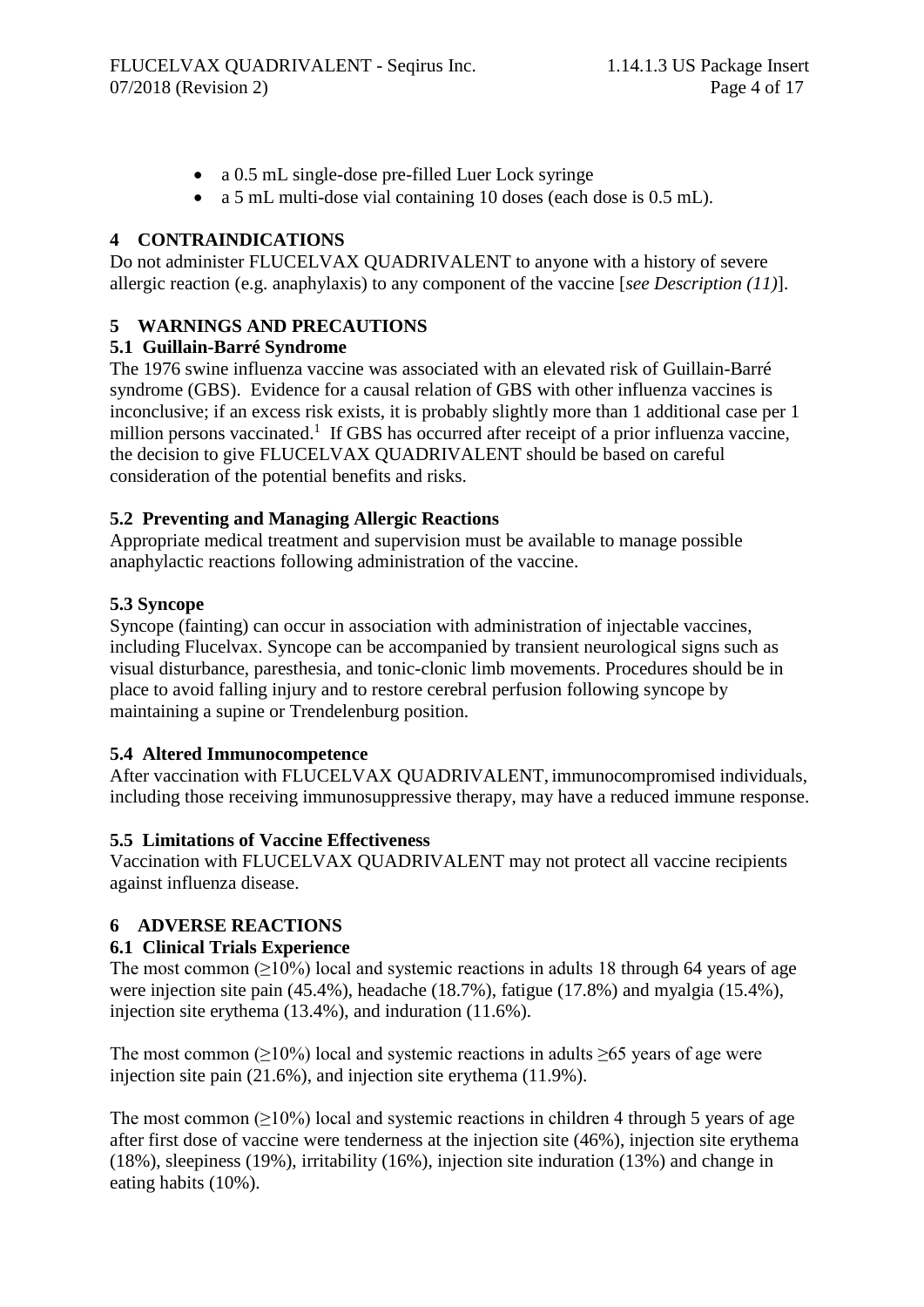- a 0.5 mL single-dose pre-filled Luer Lock syringe
- a 5 mL multi-dose vial containing 10 doses (each dose is 0.5 mL).

## 4 CONTRAINDICATIONS

Do not administer FLUCELVAX QUADRIVALENT to anyone with a history of severe allergic reaction (e.g. anaphylaxis) to any component of the vaccine [*see Description (11)*].

## 5 WARNINGS AND PRECAUTIONS

### 5.1 Guillain-Barré Syndrome

The 1976 swine influenza vaccine was associated with an elevated risk of Guillain-Barré syndrome (GBS). Evidence for a causal relation of GBS with other influenza vaccines is inconclusive; if an excess risk exists, it is probably slightly more than 1 additional case per 1 million persons vaccinated.[1] If GBS has occurred after receipt of a prior influenza vaccine, the decision to give FLUCELVAX QUADRIVALENT should be based on careful consideration of the potential benefits and risks.

### 5.2 Preventing and Managing Allergic Reactions

Appropriate medical treatment and supervision must be available to manage possible anaphylactic reactions following administration of the vaccine.

### 5.3 Syncope

Syncope (fainting) can occur in association with administration of injectable vaccines, including Flucelvax. Syncope can be accompanied by transient neurological signs such as visual disturbance, paresthesia, and tonic-clonic limb movements. Procedures should be in place to avoid falling injury and to restore cerebral perfusion following syncope by maintaining a supine or Trendelenburg position.

### 5.4 Altered Immunocompetence

After vaccination with FLUCELVAX QUADRIVALENT, immunocompromised individuals, including those receiving immunosuppressive therapy, may have a reduced immune response.

### 5.5 Limitations of Vaccine Effectiveness

Vaccination with FLUCELVAX QUADRIVALENT may not protect all vaccine recipients against influenza disease.

## 6 ADVERSE REACTIONS

### 6.1 Clinical Trials Experience

The most common (≥10%) local and systemic reactions in adults 18 through 64 years of age were injection site pain (45.4%), headache (18.7%), fatigue (17.8%) and myalgia (15.4%), injection site erythema (13.4%), and induration (11.6%).

The most common (≥10%) local and systemic reactions in adults ≥65 years of age were injection site pain (21.6%), and injection site erythema (11.9%).

The most common (≥10%) local and systemic reactions in children 4 through 5 years of age after first dose of vaccine were tenderness at the injection site (46%), injection site erythema (18%), sleepiness (19%), irritability (16%), injection site induration (13%) and change in eating habits (10%).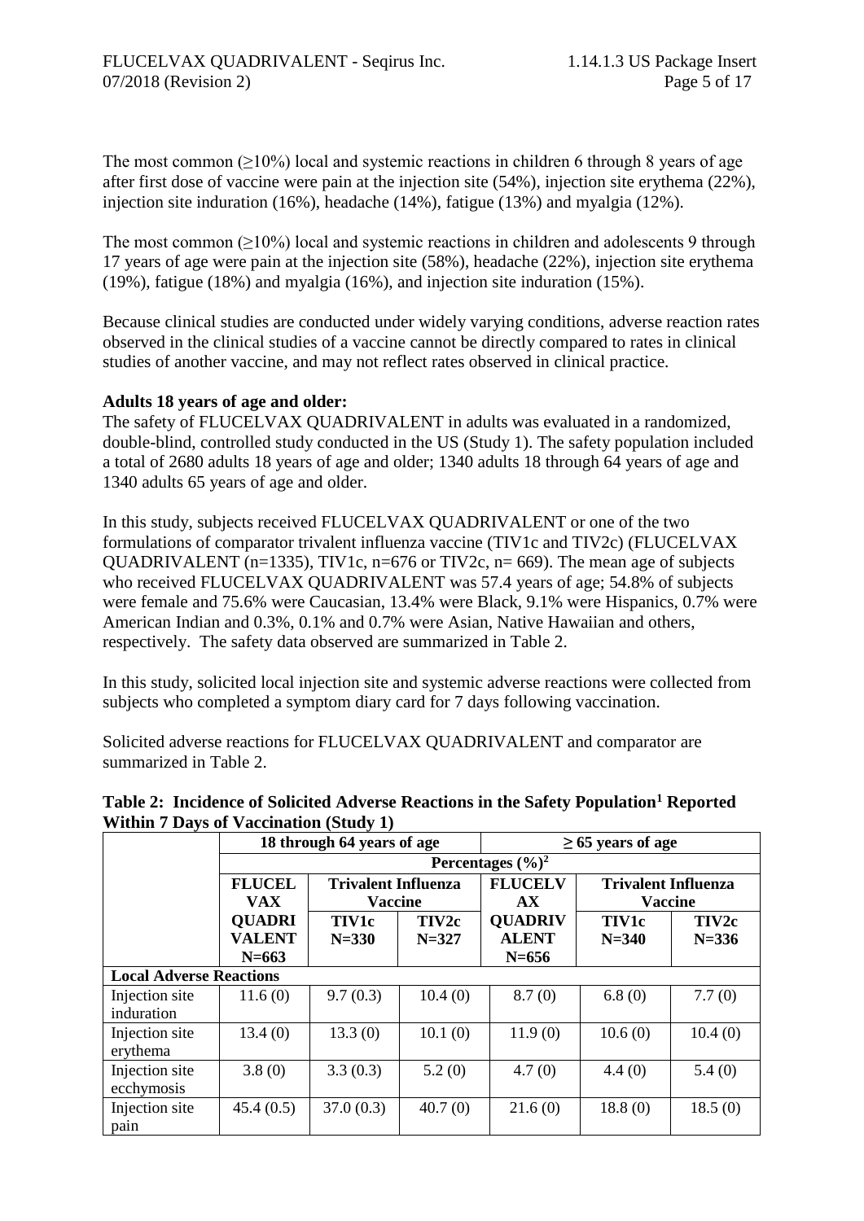The most common (≥10%) local and systemic reactions in children 6 through 8 years of age after first dose of vaccine were pain at the injection site (54%), injection site erythema (22%), injection site induration (16%), headache (14%), fatigue (13%) and myalgia (12%).

The most common (≥10%) local and systemic reactions in children and adolescents 9 through 17 years of age were pain at the injection site (58%), headache (22%), injection site erythema (19%), fatigue (18%) and myalgia (16%), and injection site induration (15%).

Because clinical studies are conducted under widely varying conditions, adverse reaction rates observed in the clinical studies of a vaccine cannot be directly compared to rates in clinical studies of another vaccine, and may not reflect rates observed in clinical practice.

**Adults 18 years of age and older:**

The safety of FLUCELVAX QUADRIVALENT in adults was evaluated in a randomized, double-blind, controlled study conducted in the US (Study 1). The safety population included a total of 2680 adults 18 years of age and older; 1340 adults 18 through 64 years of age and 1340 adults 65 years of age and older.

In this study, subjects received FLUCELVAX QUADRIVALENT or one of the two formulations of comparator trivalent influenza vaccine (TIV1c and TIV2c) (FLUCELVAX QUADRIVALENT (n=1335), TIV1c, n=676 or TIV2c, n= 669). The mean age of subjects who received FLUCELVAX QUADRIVALENT was 57.4 years of age; 54.8% of subjects were female and 75.6% were Caucasian, 13.4% were Black, 9.1% were Hispanics, 0.7% were American Indian and 0.3%, 0.1% and 0.7% were Asian, Native Hawaiian and others, respectively. The safety data observed are summarized in Table 2.

In this study, solicited local injection site and systemic adverse reactions were collected from subjects who completed a symptom diary card for 7 days following vaccination.

Solicited adverse reactions for FLUCELVAX QUADRIVALENT and comparator are summarized in Table 2.

**Table 2: Incidence of Solicited Adverse Reactions in the Safety Population[1] Reported Within 7 Days of Vaccination (Study 1)**

| | 18 through 64 years of age | | | ≥ 65 years of age | | |
|---|---|---|---|---|---|---|
| | Percentages (%)[2] | | | | | |
| | FLUCELVAX QUADRIVALENT N=663 | Trivalent Influenza Vaccine TIV1c N=330 | Trivalent Influenza Vaccine TIV2c N=327 | FLUCELVAX QUADRIVALENT N=656 | Trivalent Influenza Vaccine TIV1c N=340 | Trivalent Influenza Vaccine TIV2c N=336 |
| **Local Adverse Reactions** | | | | | | |
| Injection site induration | 11.6 (0) | 9.7 (0.3) | 10.4 (0) | 8.7 (0) | 6.8 (0) | 7.7 (0) |
| Injection site erythema | 13.4 (0) | 13.3 (0) | 10.1 (0) | 11.9 (0) | 10.6 (0) | 10.4 (0) |
| Injection site ecchymosis | 3.8 (0) | 3.3 (0.3) | 5.2 (0) | 4.7 (0) | 4.4 (0) | 5.4 (0) |
| Injection site pain | 45.4 (0.5) | 37.0 (0.3) | 40.7 (0) | 21.6 (0) | 18.8 (0) | 18.5 (0) |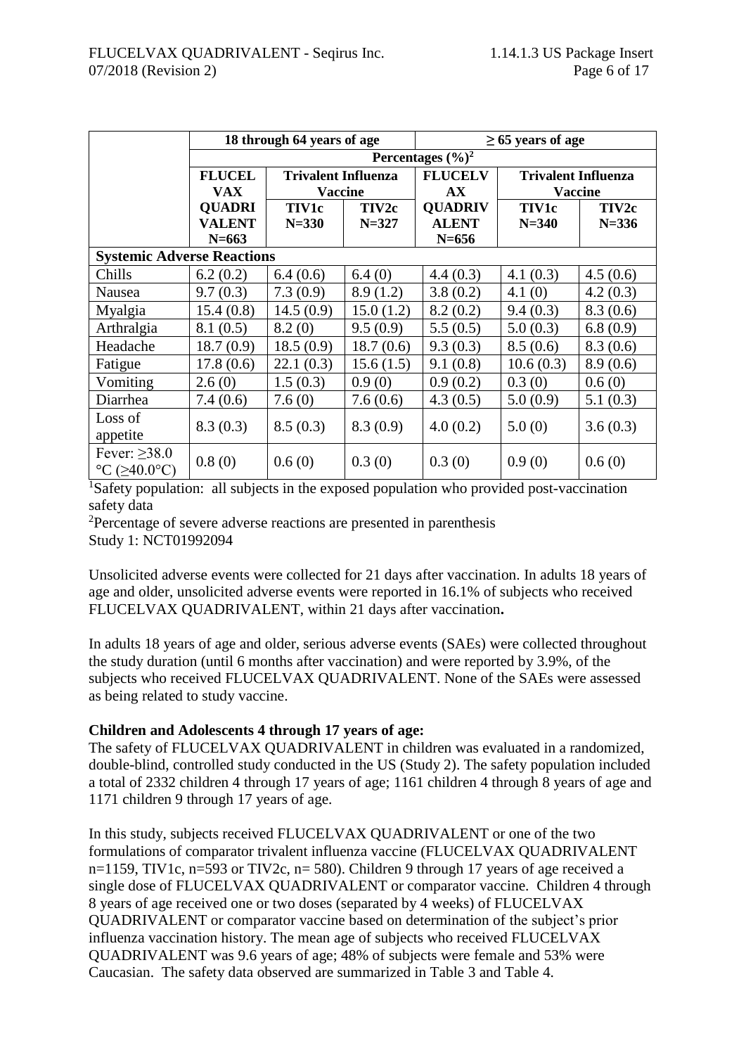| | 18 through 64 years of age | | | ≥ 65 years of age | | |
|---|---|---|---|---|---|---|
| | Percentages (%)[2] | | | | | |
| | **FLUCELVAX QUADRIVALENT N=663** | **Trivalent Influenza Vaccine** | | **FLUCELVAX QUADRIVALENT N=656** | **Trivalent Influenza Vaccine** | |
| | | **TIV1c N=330** | **TIV2c N=327** | | **TIV1c N=340** | **TIV2c N=336** |
| **Systemic Adverse Reactions** | | | | | | |
| Chills | 6.2 (0.2) | 6.4 (0.6) | 6.4 (0) | 4.4 (0.3) | 4.1 (0.3) | 4.5 (0.6) |
| Nausea | 9.7 (0.3) | 7.3 (0.9) | 8.9 (1.2) | 3.8 (0.2) | 4.1 (0) | 4.2 (0.3) |
| Myalgia | 15.4 (0.8) | 14.5 (0.9) | 15.0 (1.2) | 8.2 (0.2) | 9.4 (0.3) | 8.3 (0.6) |
| Arthralgia | 8.1 (0.5) | 8.2 (0) | 9.5 (0.9) | 5.5 (0.5) | 5.0 (0.3) | 6.8 (0.9) |
| Headache | 18.7 (0.9) | 18.5 (0.9) | 18.7 (0.6) | 9.3 (0.3) | 8.5 (0.6) | 8.3 (0.6) |
| Fatigue | 17.8 (0.6) | 22.1 (0.3) | 15.6 (1.5) | 9.1 (0.8) | 10.6 (0.3) | 8.9 (0.6) |
| Vomiting | 2.6 (0) | 1.5 (0.3) | 0.9 (0) | 0.9 (0.2) | 0.3 (0) | 0.6 (0) |
| Diarrhea | 7.4 (0.6) | 7.6 (0) | 7.6 (0.6) | 4.3 (0.5) | 5.0 (0.9) | 5.1 (0.3) |
| Loss of appetite | 8.3 (0.3) | 8.5 (0.3) | 8.3 (0.9) | 4.0 (0.2) | 5.0 (0) | 3.6 (0.3) |
| Fever: ≥38.0 °C (≥40.0°C) | 0.8 (0) | 0.6 (0) | 0.3 (0) | 0.3 (0) | 0.9 (0) | 0.6 (0) |

[1]Safety population: all subjects in the exposed population who provided post-vaccination safety data

[2]Percentage of severe adverse reactions are presented in parenthesis

Study 1: NCT01992094

Unsolicited adverse events were collected for 21 days after vaccination. In adults 18 years of age and older, unsolicited adverse events were reported in 16.1% of subjects who received FLUCELVAX QUADRIVALENT, within 21 days after vaccination**.**

In adults 18 years of age and older, serious adverse events (SAEs) were collected throughout the study duration (until 6 months after vaccination) and were reported by 3.9%, of the subjects who received FLUCELVAX QUADRIVALENT. None of the SAEs were assessed as being related to study vaccine.

**Children and Adolescents 4 through 17 years of age:**

The safety of FLUCELVAX QUADRIVALENT in children was evaluated in a randomized, double-blind, controlled study conducted in the US (Study 2). The safety population included a total of 2332 children 4 through 17 years of age; 1161 children 4 through 8 years of age and 1171 children 9 through 17 years of age.

In this study, subjects received FLUCELVAX QUADRIVALENT or one of the two formulations of comparator trivalent influenza vaccine (FLUCELVAX QUADRIVALENT n=1159, TIV1c, n=593 or TIV2c, n= 580). Children 9 through 17 years of age received a single dose of FLUCELVAX QUADRIVALENT or comparator vaccine. Children 4 through 8 years of age received one or two doses (separated by 4 weeks) of FLUCELVAX QUADRIVALENT or comparator vaccine based on determination of the subject's prior influenza vaccination history. The mean age of subjects who received FLUCELVAX QUADRIVALENT was 9.6 years of age; 48% of subjects were female and 53% were Caucasian. The safety data observed are summarized in Table 3 and Table 4.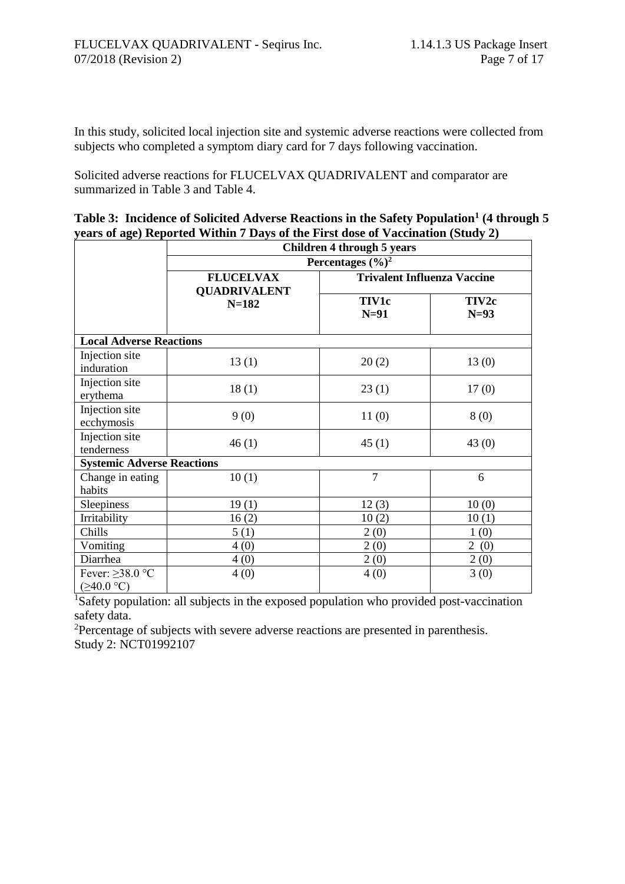In this study, solicited local injection site and systemic adverse reactions were collected from subjects who completed a symptom diary card for 7 days following vaccination.

Solicited adverse reactions for FLUCELVAX QUADRIVALENT and comparator are summarized in Table 3 and Table 4.

**Table 3: Incidence of Solicited Adverse Reactions in the Safety Population[1] (4 through 5 years of age) Reported Within 7 Days of the First dose of Vaccination (Study 2)**

| | Children 4 through 5 years | | |
|---|---|---|---|
| | Percentages (%)[2] | | |
| | FLUCELVAX QUADRIVALENT N=182 | Trivalent Influenza Vaccine | |
| | | TIV1c N=91 | TIV2c N=93 |
| **Local Adverse Reactions** | | | |
| Injection site induration | 13 (1) | 20 (2) | 13 (0) |
| Injection site erythema | 18 (1) | 23 (1) | 17 (0) |
| Injection site ecchymosis | 9 (0) | 11 (0) | 8 (0) |
| Injection site tenderness | 46 (1) | 45 (1) | 43 (0) |
| **Systemic Adverse Reactions** | | | |
| Change in eating habits | 10 (1) | 7 | 6 |
| Sleepiness | 19 (1) | 12 (3) | 10 (0) |
| Irritability | 16 (2) | 10 (2) | 10 (1) |
| Chills | 5 (1) | 2 (0) | 1 (0) |
| Vomiting | 4 (0) | 2 (0) | 2 (0) |
| Diarrhea | 4 (0) | 2 (0) | 2 (0) |
| Fever: ≥38.0 °C (≥40.0 °C) | 4 (0) | 4 (0) | 3 (0) |

[1]Safety population: all subjects in the exposed population who provided post-vaccination safety data.

[2]Percentage of subjects with severe adverse reactions are presented in parenthesis.

Study 2: NCT01992107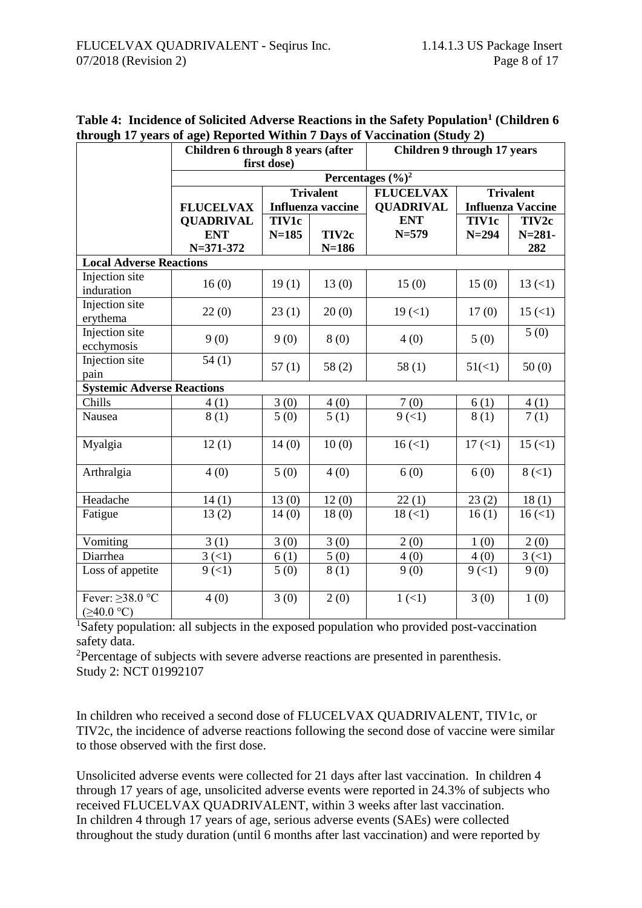**Table 4: Incidence of Solicited Adverse Reactions in the Safety Population[1] (Children 6 through 17 years of age) Reported Within 7 Days of Vaccination (Study 2)**

| | Children 6 through 8 years (after first dose) | | | Children 9 through 17 years | | |
|---|---|---|---|---|---|---|
| | Percentages (%)[2] | | | | | |
| | FLUCELVAX QUADRIVALENT N=371-372 | Trivalent Influenza vaccine TIV1c N=185 | TIV2c N=186 | FLUCELVAX QUADRIVALENT N=579 | Trivalent Influenza Vaccine TIV1c N=294 | TIV2c N=281-282 |
| **Local Adverse Reactions** | | | | | | |
| Injection site induration | 16 (0) | 19 (1) | 13 (0) | 15 (0) | 15 (0) | 13 (<1) |
| Injection site erythema | 22 (0) | 23 (1) | 20 (0) | 19 (<1) | 17 (0) | 15 (<1) |
| Injection site ecchymosis | 9 (0) | 9 (0) | 8 (0) | 4 (0) | 5 (0) | 5 (0) |
| Injection site pain | 54 (1) | 57 (1) | 58 (2) | 58 (1) | 51(<1) | 50 (0) |
| **Systemic Adverse Reactions** | | | | | | |
| Chills | 4 (1) | 3 (0) | 4 (0) | 7 (0) | 6 (1) | 4 (1) |
| Nausea | 8 (1) | 5 (0) | 5 (1) | 9 (<1) | 8 (1) | 7 (1) |
| Myalgia | 12 (1) | 14 (0) | 10 (0) | 16 (<1) | 17 (<1) | 15 (<1) |
| Arthralgia | 4 (0) | 5 (0) | 4 (0) | 6 (0) | 6 (0) | 8 (<1) |
| Headache | 14 (1) | 13 (0) | 12 (0) | 22 (1) | 23 (2) | 18 (1) |
| Fatigue | 13 (2) | 14 (0) | 18 (0) | 18 (<1) | 16 (1) | 16 (<1) |
| Vomiting | 3 (1) | 3 (0) | 3 (0) | 2 (0) | 1 (0) | 2 (0) |
| Diarrhea | 3 (<1) | 6 (1) | 5 (0) | 4 (0) | 4 (0) | 3 (<1) |
| Loss of appetite | 9 (<1) | 5 (0) | 8 (1) | 9 (0) | 9 (<1) | 9 (0) |
| Fever: ≥38.0 °C (≥40.0 °C) | 4 (0) | 3 (0) | 2 (0) | 1 (<1) | 3 (0) | 1 (0) |

[1]Safety population: all subjects in the exposed population who provided post-vaccination safety data.
[2]Percentage of subjects with severe adverse reactions are presented in parenthesis.
Study 2: NCT 01992107

In children who received a second dose of FLUCELVAX QUADRIVALENT, TIV1c, or TIV2c, the incidence of adverse reactions following the second dose of vaccine were similar to those observed with the first dose.

Unsolicited adverse events were collected for 21 days after last vaccination. In children 4 through 17 years of age, unsolicited adverse events were reported in 24.3% of subjects who received FLUCELVAX QUADRIVALENT, within 3 weeks after last vaccination.
In children 4 through 17 years of age, serious adverse events (SAEs) were collected throughout the study duration (until 6 months after last vaccination) and were reported by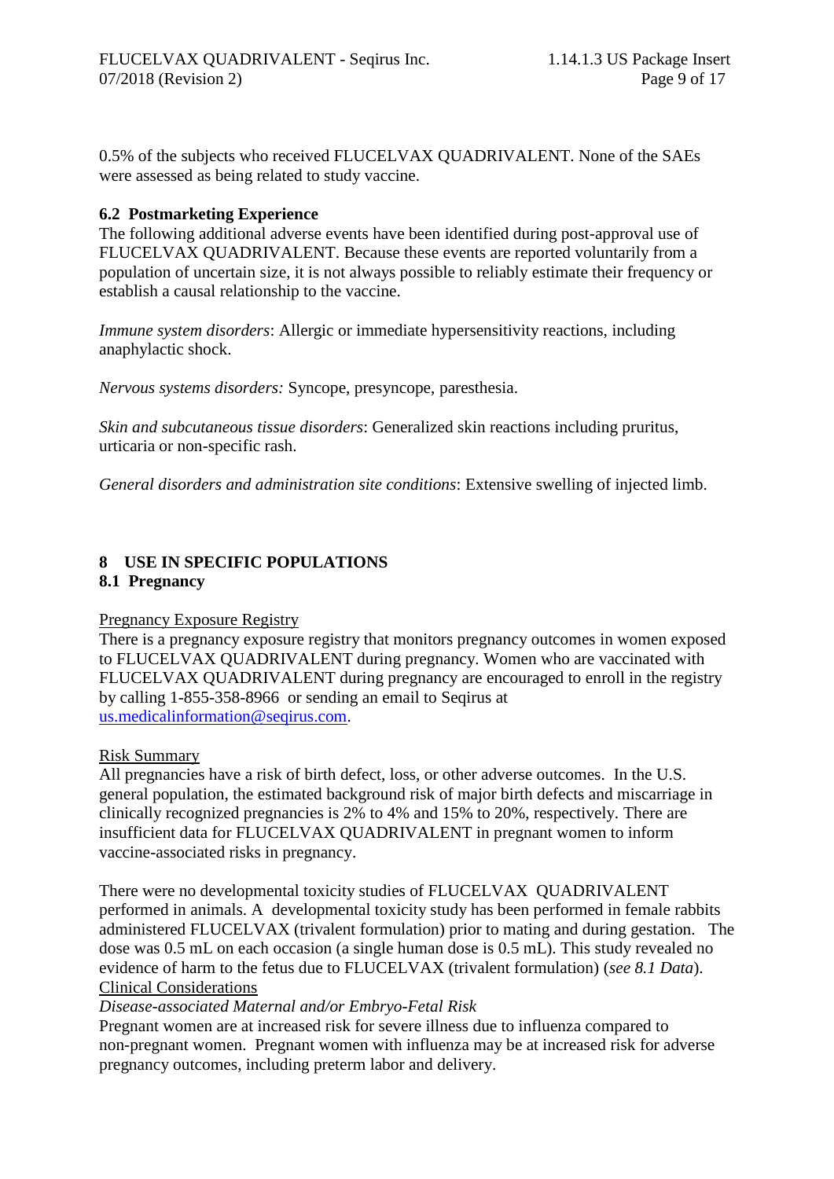0.5% of the subjects who received FLUCELVAX QUADRIVALENT. None of the SAEs were assessed as being related to study vaccine.

### 6.2 Postmarketing Experience

The following additional adverse events have been identified during post-approval use of FLUCELVAX QUADRIVALENT. Because these events are reported voluntarily from a population of uncertain size, it is not always possible to reliably estimate their frequency or establish a causal relationship to the vaccine.

*Immune system disorders*: Allergic or immediate hypersensitivity reactions, including anaphylactic shock.

*Nervous systems disorders:* Syncope, presyncope, paresthesia.

*Skin and subcutaneous tissue disorders*: Generalized skin reactions including pruritus, urticaria or non-specific rash.

*General disorders and administration site conditions*: Extensive swelling of injected limb.

## 8 USE IN SPECIFIC POPULATIONS

### 8.1 Pregnancy

Pregnancy Exposure Registry

There is a pregnancy exposure registry that monitors pregnancy outcomes in women exposed to FLUCELVAX QUADRIVALENT during pregnancy. Women who are vaccinated with FLUCELVAX QUADRIVALENT during pregnancy are encouraged to enroll in the registry by calling 1-855-358-8966 or sending an email to Seqirus at us.medicalinformation@seqirus.com.

Risk Summary

All pregnancies have a risk of birth defect, loss, or other adverse outcomes. In the U.S. general population, the estimated background risk of major birth defects and miscarriage in clinically recognized pregnancies is 2% to 4% and 15% to 20%, respectively. There are insufficient data for FLUCELVAX QUADRIVALENT in pregnant women to inform vaccine-associated risks in pregnancy.

There were no developmental toxicity studies of FLUCELVAX QUADRIVALENT performed in animals. A developmental toxicity study has been performed in female rabbits administered FLUCELVAX (trivalent formulation) prior to mating and during gestation. The dose was 0.5 mL on each occasion (a single human dose is 0.5 mL). This study revealed no evidence of harm to the fetus due to FLUCELVAX (trivalent formulation) (*see 8.1 Data*).

Clinical Considerations

*Disease-associated Maternal and/or Embryo-Fetal Risk*

Pregnant women are at increased risk for severe illness due to influenza compared to non-pregnant women. Pregnant women with influenza may be at increased risk for adverse pregnancy outcomes, including preterm labor and delivery.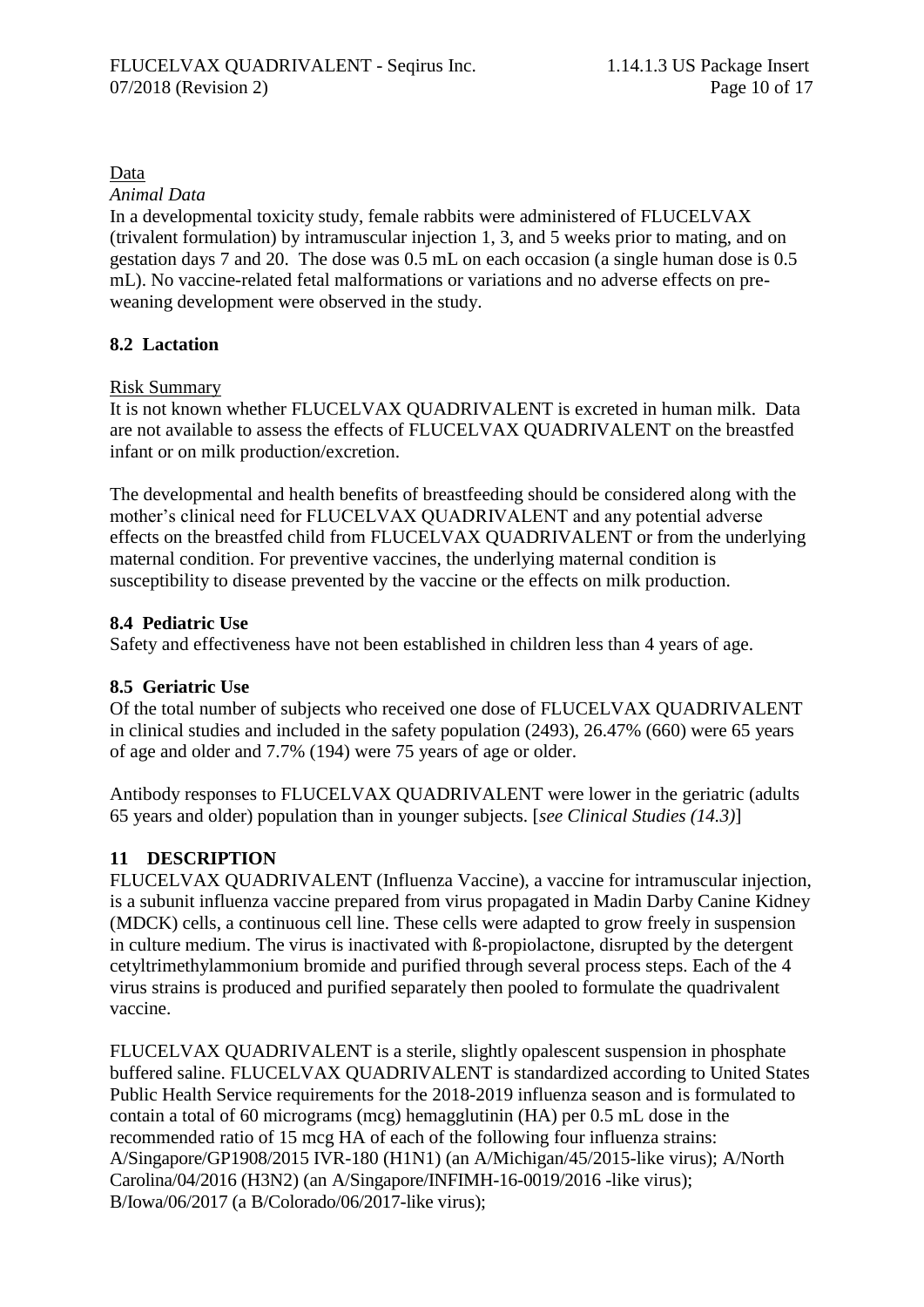Data

*Animal Data*

In a developmental toxicity study, female rabbits were administered of FLUCELVAX (trivalent formulation) by intramuscular injection 1, 3, and 5 weeks prior to mating, and on gestation days 7 and 20. The dose was 0.5 mL on each occasion (a single human dose is 0.5 mL). No vaccine-related fetal malformations or variations and no adverse effects on pre-weaning development were observed in the study.

### 8.2 Lactation

Risk Summary

It is not known whether FLUCELVAX QUADRIVALENT is excreted in human milk. Data are not available to assess the effects of FLUCELVAX QUADRIVALENT on the breastfed infant or on milk production/excretion.

The developmental and health benefits of breastfeeding should be considered along with the mother's clinical need for FLUCELVAX QUADRIVALENT and any potential adverse effects on the breastfed child from FLUCELVAX QUADRIVALENT or from the underlying maternal condition. For preventive vaccines, the underlying maternal condition is susceptibility to disease prevented by the vaccine or the effects on milk production.

### 8.4 Pediatric Use

Safety and effectiveness have not been established in children less than 4 years of age.

### 8.5 Geriatric Use

Of the total number of subjects who received one dose of FLUCELVAX QUADRIVALENT in clinical studies and included in the safety population (2493), 26.47% (660) were 65 years of age and older and 7.7% (194) were 75 years of age or older.

Antibody responses to FLUCELVAX QUADRIVALENT were lower in the geriatric (adults 65 years and older) population than in younger subjects. [*see Clinical Studies (14.3)*]

## 11 DESCRIPTION

FLUCELVAX QUADRIVALENT (Influenza Vaccine), a vaccine for intramuscular injection, is a subunit influenza vaccine prepared from virus propagated in Madin Darby Canine Kidney (MDCK) cells, a continuous cell line. These cells were adapted to grow freely in suspension in culture medium. The virus is inactivated with ß-propiolactone, disrupted by the detergent cetyltrimethylammonium bromide and purified through several process steps. Each of the 4 virus strains is produced and purified separately then pooled to formulate the quadrivalent vaccine.

FLUCELVAX QUADRIVALENT is a sterile, slightly opalescent suspension in phosphate buffered saline. FLUCELVAX QUADRIVALENT is standardized according to United States Public Health Service requirements for the 2018-2019 influenza season and is formulated to contain a total of 60 micrograms (mcg) hemagglutinin (HA) per 0.5 mL dose in the recommended ratio of 15 mcg HA of each of the following four influenza strains: A/Singapore/GP1908/2015 IVR-180 (H1N1) (an A/Michigan/45/2015-like virus); A/North Carolina/04/2016 (H3N2) (an A/Singapore/INFIMH-16-0019/2016 -like virus); B/Iowa/06/2017 (a B/Colorado/06/2017-like virus);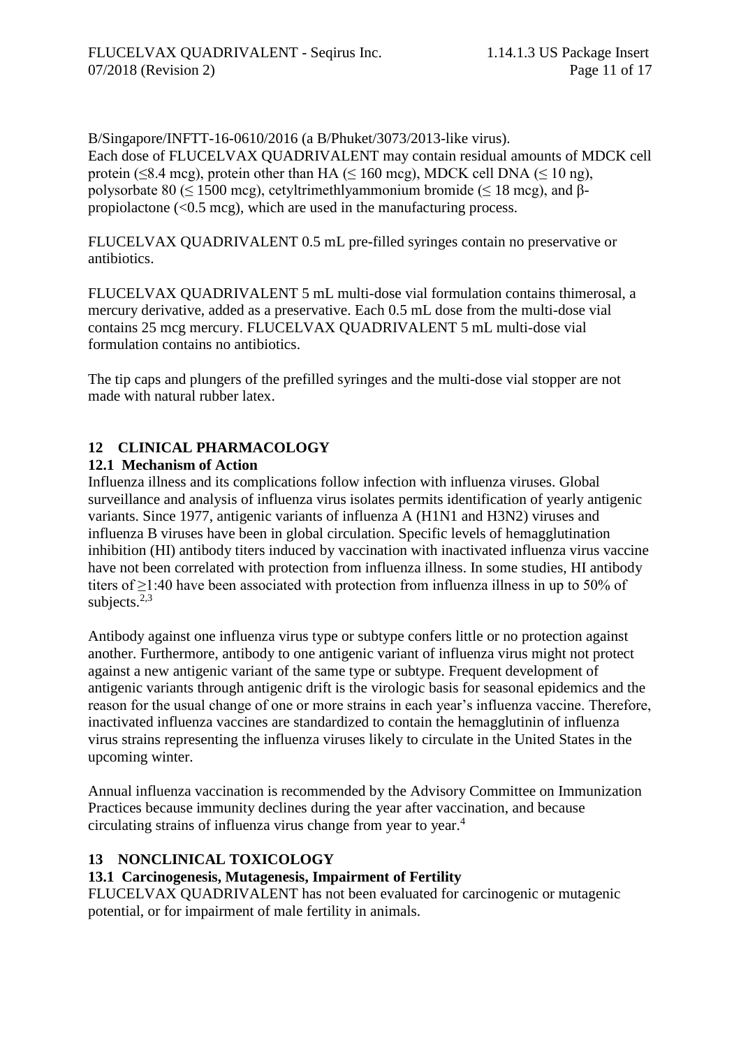B/Singapore/INFTT-16-0610/2016 (a B/Phuket/3073/2013-like virus).
Each dose of FLUCELVAX QUADRIVALENT may contain residual amounts of MDCK cell protein (≤8.4 mcg), protein other than HA (≤ 160 mcg), MDCK cell DNA (≤ 10 ng), polysorbate 80 (≤ 1500 mcg), cetyltrimethlyammonium bromide (≤ 18 mcg), and β-propiolactone (<0.5 mcg), which are used in the manufacturing process.

FLUCELVAX QUADRIVALENT 0.5 mL pre-filled syringes contain no preservative or antibiotics.

FLUCELVAX QUADRIVALENT 5 mL multi-dose vial formulation contains thimerosal, a mercury derivative, added as a preservative. Each 0.5 mL dose from the multi-dose vial contains 25 mcg mercury. FLUCELVAX QUADRIVALENT 5 mL multi-dose vial formulation contains no antibiotics.

The tip caps and plungers of the prefilled syringes and the multi-dose vial stopper are not made with natural rubber latex.

## 12 CLINICAL PHARMACOLOGY

### 12.1 Mechanism of Action

Influenza illness and its complications follow infection with influenza viruses. Global surveillance and analysis of influenza virus isolates permits identification of yearly antigenic variants. Since 1977, antigenic variants of influenza A (H1N1 and H3N2) viruses and influenza B viruses have been in global circulation. Specific levels of hemagglutination inhibition (HI) antibody titers induced by vaccination with inactivated influenza virus vaccine have not been correlated with protection from influenza illness. In some studies, HI antibody titers of ≥1:40 have been associated with protection from influenza illness in up to 50% of subjects.[2,3]

Antibody against one influenza virus type or subtype confers little or no protection against another. Furthermore, antibody to one antigenic variant of influenza virus might not protect against a new antigenic variant of the same type or subtype. Frequent development of antigenic variants through antigenic drift is the virologic basis for seasonal epidemics and the reason for the usual change of one or more strains in each year's influenza vaccine. Therefore, inactivated influenza vaccines are standardized to contain the hemagglutinin of influenza virus strains representing the influenza viruses likely to circulate in the United States in the upcoming winter.

Annual influenza vaccination is recommended by the Advisory Committee on Immunization Practices because immunity declines during the year after vaccination, and because circulating strains of influenza virus change from year to year.[4]

## 13 NONCLINICAL TOXICOLOGY

### 13.1 Carcinogenesis, Mutagenesis, Impairment of Fertility

FLUCELVAX QUADRIVALENT has not been evaluated for carcinogenic or mutagenic potential, or for impairment of male fertility in animals.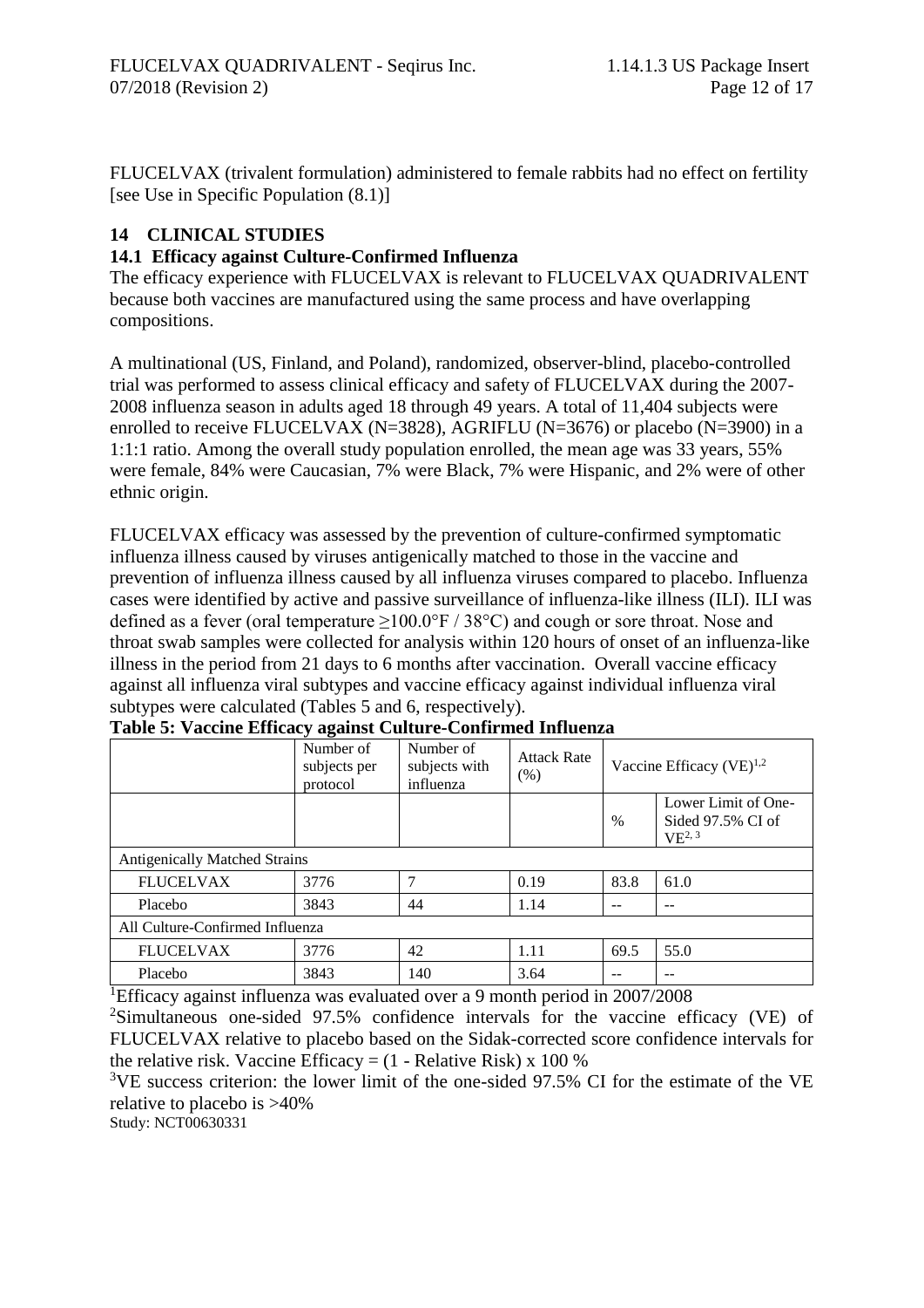FLUCELVAX (trivalent formulation) administered to female rabbits had no effect on fertility [see Use in Specific Population (8.1)]

## 14 CLINICAL STUDIES

### 14.1 Efficacy against Culture-Confirmed Influenza

The efficacy experience with FLUCELVAX is relevant to FLUCELVAX QUADRIVALENT because both vaccines are manufactured using the same process and have overlapping compositions.

A multinational (US, Finland, and Poland), randomized, observer-blind, placebo-controlled trial was performed to assess clinical efficacy and safety of FLUCELVAX during the 2007-2008 influenza season in adults aged 18 through 49 years. A total of 11,404 subjects were enrolled to receive FLUCELVAX (N=3828), AGRIFLU (N=3676) or placebo (N=3900) in a 1:1:1 ratio. Among the overall study population enrolled, the mean age was 33 years, 55% were female, 84% were Caucasian, 7% were Black, 7% were Hispanic, and 2% were of other ethnic origin.

FLUCELVAX efficacy was assessed by the prevention of culture-confirmed symptomatic influenza illness caused by viruses antigenically matched to those in the vaccine and prevention of influenza illness caused by all influenza viruses compared to placebo. Influenza cases were identified by active and passive surveillance of influenza-like illness (ILI). ILI was defined as a fever (oral temperature ≥100.0°F / 38°C) and cough or sore throat. Nose and throat swab samples were collected for analysis within 120 hours of onset of an influenza-like illness in the period from 21 days to 6 months after vaccination. Overall vaccine efficacy against all influenza viral subtypes and vaccine efficacy against individual influenza viral subtypes were calculated (Tables 5 and 6, respectively).

**Table 5: Vaccine Efficacy against Culture-Confirmed Influenza**

| | Number of subjects per protocol | Number of subjects with influenza | Attack Rate (%) | Vaccine Efficacy (VE)[1,2] | |
|---|---|---|---|---|---|
| | | | | % | Lower Limit of One-Sided 97.5% CI of VE[2, 3] |
| Antigenically Matched Strains | | | | | |
| FLUCELVAX | 3776 | 7 | 0.19 | 83.8 | 61.0 |
| Placebo | 3843 | 44 | 1.14 | -- | -- |
| All Culture-Confirmed Influenza | | | | | |
| FLUCELVAX | 3776 | 42 | 1.11 | 69.5 | 55.0 |
| Placebo | 3843 | 140 | 3.64 | -- | -- |

[1]Efficacy against influenza was evaluated over a 9 month period in 2007/2008

[2]Simultaneous one-sided 97.5% confidence intervals for the vaccine efficacy (VE) of FLUCELVAX relative to placebo based on the Sidak-corrected score confidence intervals for the relative risk. Vaccine Efficacy = (1 - Relative Risk) x 100 %

[3]VE success criterion: the lower limit of the one-sided 97.5% CI for the estimate of the VE relative to placebo is >40%

Study: NCT00630331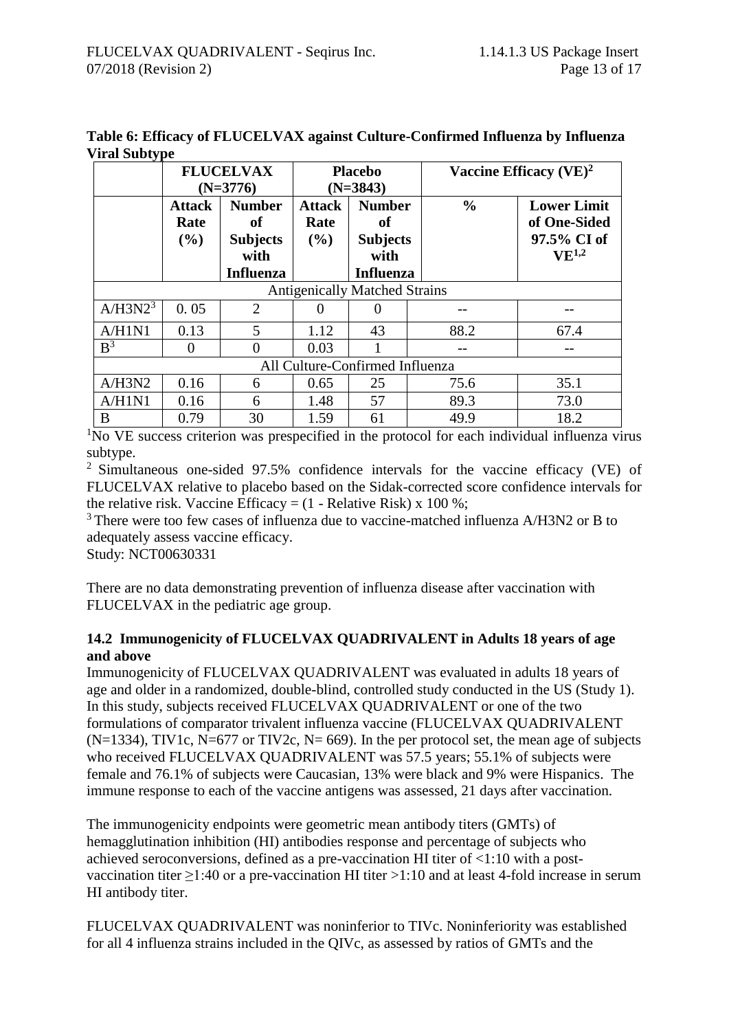**Table 6: Efficacy of FLUCELVAX against Culture-Confirmed Influenza by Influenza Viral Subtype**

| | FLUCELVAX (N=3776) | | Placebo (N=3843) | | Vaccine Efficacy (VE)[2] | |
|---|---|---|---|---|---|---|
| | Attack Rate (%) | Number of Subjects with Influenza | Attack Rate (%) | Number of Subjects with Influenza | % | Lower Limit of One-Sided 97.5% CI of VE[1,2] |
| Antigenically Matched Strains | | | | | | |
| A/H3N2[3] | 0. 05 | 2 | 0 | 0 | -- | -- |
| A/H1N1 | 0.13 | 5 | 1.12 | 43 | 88.2 | 67.4 |
| B[3] | 0 | 0 | 0.03 | 1 | -- | -- |
| All Culture-Confirmed Influenza | | | | | | |
| A/H3N2 | 0.16 | 6 | 0.65 | 25 | 75.6 | 35.1 |
| A/H1N1 | 0.16 | 6 | 1.48 | 57 | 89.3 | 73.0 |
| B | 0.79 | 30 | 1.59 | 61 | 49.9 | 18.2 |

[1]No VE success criterion was prespecified in the protocol for each individual influenza virus subtype.

[2] Simultaneous one-sided 97.5% confidence intervals for the vaccine efficacy (VE) of FLUCELVAX relative to placebo based on the Sidak-corrected score confidence intervals for the relative risk. Vaccine Efficacy = (1 - Relative Risk) x 100 %;

[3] There were too few cases of influenza due to vaccine-matched influenza A/H3N2 or B to adequately assess vaccine efficacy.

Study: NCT00630331

There are no data demonstrating prevention of influenza disease after vaccination with FLUCELVAX in the pediatric age group.

### 14.2 Immunogenicity of FLUCELVAX QUADRIVALENT in Adults 18 years of age and above

Immunogenicity of FLUCELVAX QUADRIVALENT was evaluated in adults 18 years of age and older in a randomized, double-blind, controlled study conducted in the US (Study 1). In this study, subjects received FLUCELVAX QUADRIVALENT or one of the two formulations of comparator trivalent influenza vaccine (FLUCELVAX QUADRIVALENT (N=1334), TIV1c, N=677 or TIV2c, N= 669). In the per protocol set, the mean age of subjects who received FLUCELVAX QUADRIVALENT was 57.5 years; 55.1% of subjects were female and 76.1% of subjects were Caucasian, 13% were black and 9% were Hispanics. The immune response to each of the vaccine antigens was assessed, 21 days after vaccination.

The immunogenicity endpoints were geometric mean antibody titers (GMTs) of hemagglutination inhibition (HI) antibodies response and percentage of subjects who achieved seroconversions, defined as a pre-vaccination HI titer of <1:10 with a post-vaccination titer ≥1:40 or a pre-vaccination HI titer >1:10 and at least 4-fold increase in serum HI antibody titer.

FLUCELVAX QUADRIVALENT was noninferior to TIVc. Noninferiority was established for all 4 influenza strains included in the QIVc, as assessed by ratios of GMTs and the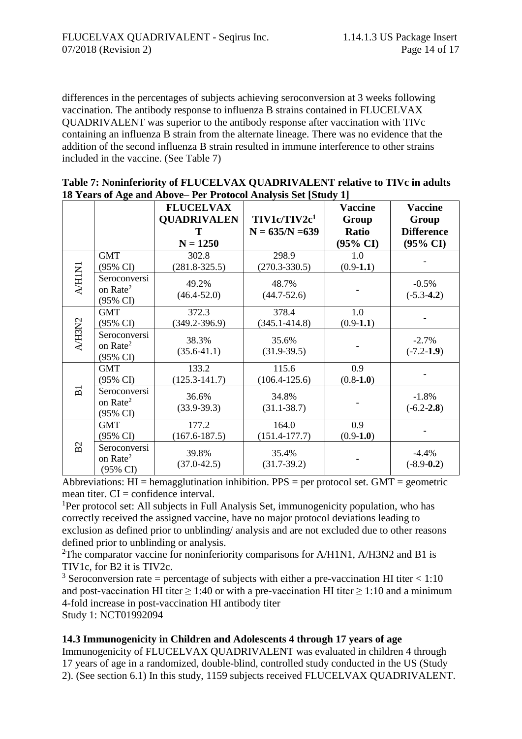differences in the percentages of subjects achieving seroconversion at 3 weeks following vaccination. The antibody response to influenza B strains contained in FLUCELVAX QUADRIVALENT was superior to the antibody response after vaccination with TIVc containing an influenza B strain from the alternate lineage. There was no evidence that the addition of the second influenza B strain resulted in immune interference to other strains included in the vaccine. (See Table 7)

**Table 7: Noninferiority of FLUCELVAX QUADRIVALENT relative to TIVc in adults 18 Years of Age and Above– Per Protocol Analysis Set [Study 1]**

| | | FLUCELVAX QUADRIVALENT N = 1250 | TIV1c/TIV2c[1] N = 635/N =639 | Vaccine Group Ratio (95% CI) | Vaccine Group Difference (95% CI) |
|---|---|---|---|---|---|
| A/H1N1 | GMT (95% CI) | 302.8 (281.8-325.5) | 298.9 (270.3-330.5) | 1.0 (0.9-**1.1**) | - |
| | Seroconversion Rate[2] (95% CI) | 49.2% (46.4-52.0) | 48.7% (44.7-52.6) | - | -0.5% (-5.3-**4.2**) |
| A/H3N2 | GMT (95% CI) | 372.3 (349.2-396.9) | 378.4 (345.1-414.8) | 1.0 (0.9-**1.1**) | - |
| | Seroconversion Rate[2] (95% CI) | 38.3% (35.6-41.1) | 35.6% (31.9-39.5) | - | -2.7% (-7.2-**1.9**) |
| B1 | GMT (95% CI) | 133.2 (125.3-141.7) | 115.6 (106.4-125.6) | 0.9 (0.8-**1.0**) | - |
| | Seroconversion Rate[2] (95% CI) | 36.6% (33.9-39.3) | 34.8% (31.1-38.7) | - | -1.8% (-6.2-**2.8**) |
| B2 | GMT (95% CI) | 177.2 (167.6-187.5) | 164.0 (151.4-177.7) | 0.9 (0.9-**1.0**) | - |
| | Seroconversion Rate[2] (95% CI) | 39.8% (37.0-42.5) | 35.4% (31.7-39.2) | - | -4.4% (-8.9-**0.2**) |

Abbreviations: HI = hemagglutination inhibition. PPS = per protocol set. GMT = geometric mean titer. CI = confidence interval.

[1]Per protocol set: All subjects in Full Analysis Set, immunogenicity population, who has correctly received the assigned vaccine, have no major protocol deviations leading to exclusion as defined prior to unblinding/ analysis and are not excluded due to other reasons defined prior to unblinding or analysis.

[2]The comparator vaccine for noninferiority comparisons for A/H1N1, A/H3N2 and B1 is TIV1c, for B2 it is TIV2c.

[3] Seroconversion rate = percentage of subjects with either a pre-vaccination HI titer < 1:10 and post-vaccination HI titer ≥ 1:40 or with a pre-vaccination HI titer ≥ 1:10 and a minimum 4-fold increase in post-vaccination HI antibody titer

Study 1: NCT01992094

### 14.3 Immunogenicity in Children and Adolescents 4 through 17 years of age

Immunogenicity of FLUCELVAX QUADRIVALENT was evaluated in children 4 through 17 years of age in a randomized, double-blind, controlled study conducted in the US (Study 2). (See section 6.1) In this study, 1159 subjects received FLUCELVAX QUADRIVALENT.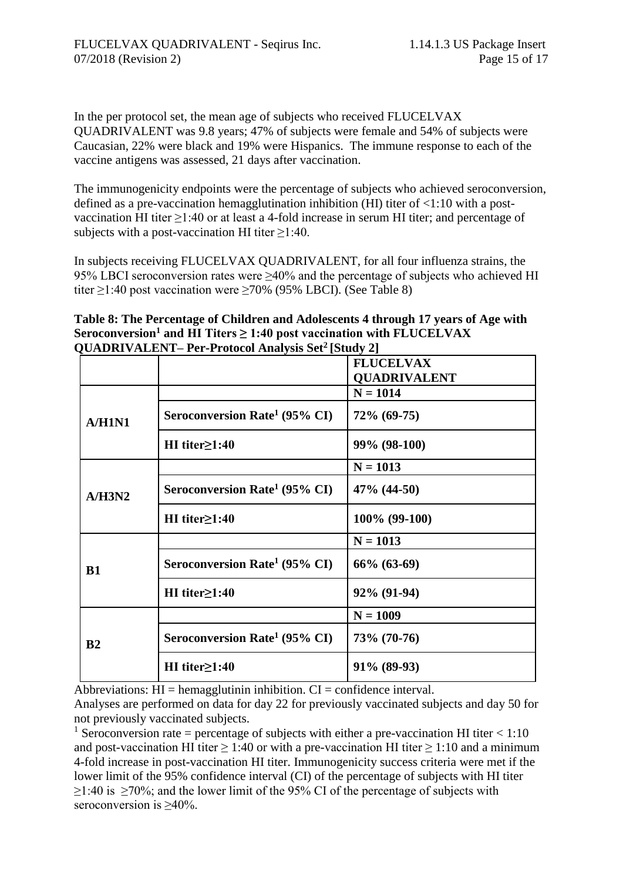In the per protocol set, the mean age of subjects who received FLUCELVAX QUADRIVALENT was 9.8 years; 47% of subjects were female and 54% of subjects were Caucasian, 22% were black and 19% were Hispanics. The immune response to each of the vaccine antigens was assessed, 21 days after vaccination.

The immunogenicity endpoints were the percentage of subjects who achieved seroconversion, defined as a pre-vaccination hemagglutination inhibition (HI) titer of <1:10 with a post-vaccination HI titer ≥1:40 or at least a 4-fold increase in serum HI titer; and percentage of subjects with a post-vaccination HI titer ≥1:40.

In subjects receiving FLUCELVAX QUADRIVALENT, for all four influenza strains, the 95% LBCI seroconversion rates were ≥40% and the percentage of subjects who achieved HI titer ≥1:40 post vaccination were ≥70% (95% LBCI). (See Table 8)

**Table 8: The Percentage of Children and Adolescents 4 through 17 years of Age with Seroconversion[1] and HI Titers ≥ 1:40 post vaccination with FLUCELVAX QUADRIVALENT– Per-Protocol Analysis Set[2] [Study 2]**

| | | **FLUCELVAX QUADRIVALENT** |
|---|---|---|
| **A/H1N1** | | **N = 1014** |
| | **Seroconversion Rate[1] (95% CI)** | **72% (69-75)** |
| | **HI titer≥1:40** | **99% (98-100)** |
| **A/H3N2** | | **N = 1013** |
| | **Seroconversion Rate[1] (95% CI)** | **47% (44-50)** |
| | **HI titer≥1:40** | **100% (99-100)** |
| **B1** | | **N = 1013** |
| | **Seroconversion Rate[1] (95% CI)** | **66% (63-69)** |
| | **HI titer≥1:40** | **92% (91-94)** |
| **B2** | | **N = 1009** |
| | **Seroconversion Rate[1] (95% CI)** | **73% (70-76)** |
| | **HI titer≥1:40** | **91% (89-93)** |

Abbreviations: HI = hemagglutinin inhibition. CI = confidence interval.

Analyses are performed on data for day 22 for previously vaccinated subjects and day 50 for not previously vaccinated subjects.

[1] Seroconversion rate = percentage of subjects with either a pre-vaccination HI titer < 1:10 and post-vaccination HI titer ≥ 1:40 or with a pre-vaccination HI titer ≥ 1:10 and a minimum 4-fold increase in post-vaccination HI titer. Immunogenicity success criteria were met if the lower limit of the 95% confidence interval (CI) of the percentage of subjects with HI titer ≥1:40 is ≥70%; and the lower limit of the 95% CI of the percentage of subjects with seroconversion is ≥40%.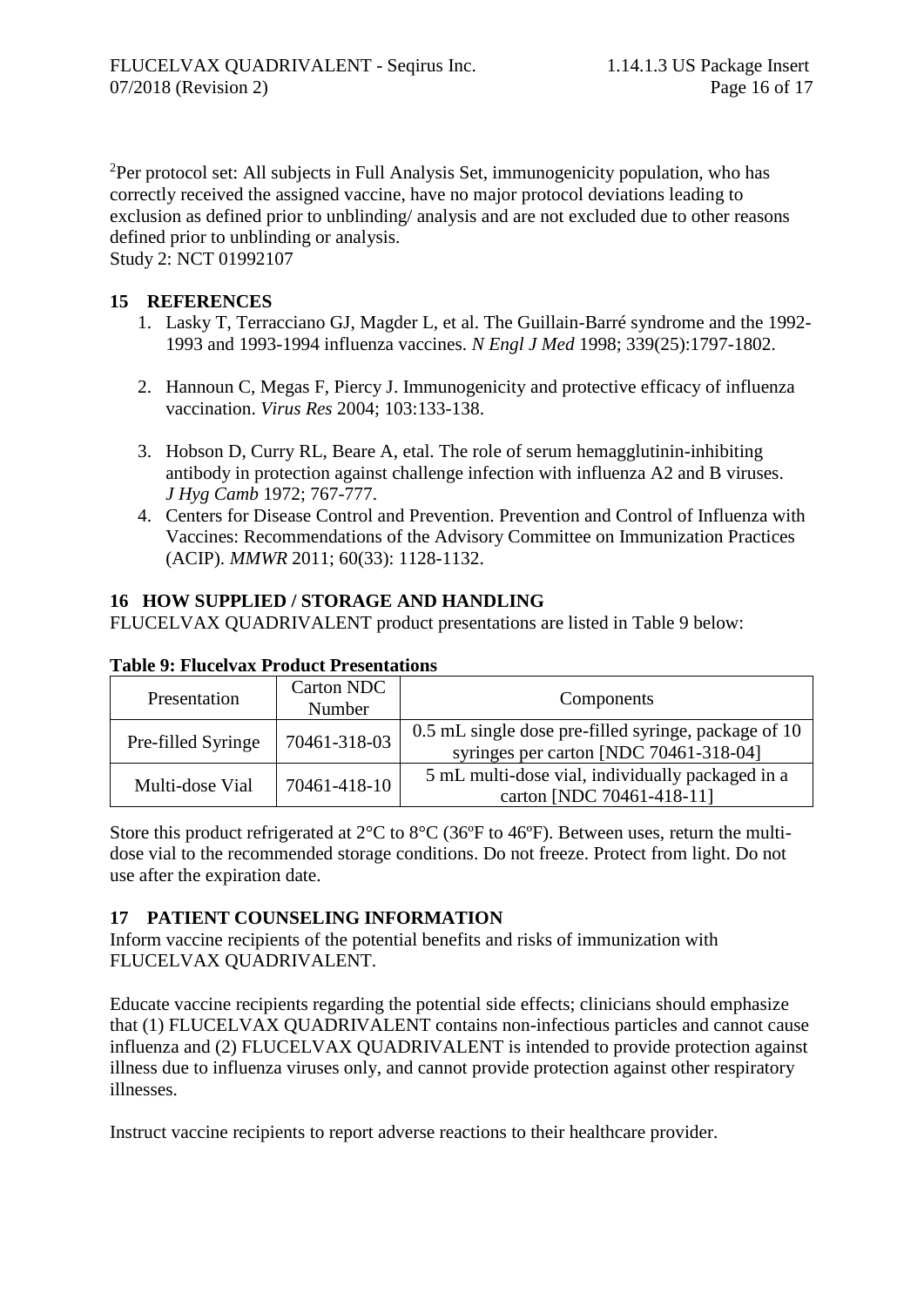[2]Per protocol set: All subjects in Full Analysis Set, immunogenicity population, who has correctly received the assigned vaccine, have no major protocol deviations leading to exclusion as defined prior to unblinding/ analysis and are not excluded due to other reasons defined prior to unblinding or analysis.
Study 2: NCT 01992107

## 15 REFERENCES

1. Lasky T, Terracciano GJ, Magder L, et al. The Guillain-Barré syndrome and the 1992-1993 and 1993-1994 influenza vaccines. *N Engl J Med* 1998; 339(25):1797-1802.

2. Hannoun C, Megas F, Piercy J. Immunogenicity and protective efficacy of influenza vaccination. *Virus Res* 2004; 103:133-138.

3. Hobson D, Curry RL, Beare A, etal. The role of serum hemagglutinin-inhibiting antibody in protection against challenge infection with influenza A2 and B viruses. *J Hyg Camb* 1972; 767-777.
4. Centers for Disease Control and Prevention. Prevention and Control of Influenza with Vaccines: Recommendations of the Advisory Committee on Immunization Practices (ACIP). *MMWR* 2011; 60(33): 1128-1132.

## 16 HOW SUPPLIED / STORAGE AND HANDLING

FLUCELVAX QUADRIVALENT product presentations are listed in Table 9 below:

**Table 9: Flucelvax Product Presentations**

| Presentation | Carton NDC Number | Components |
|---|---|---|
| Pre-filled Syringe | 70461-318-03 | 0.5 mL single dose pre-filled syringe, package of 10 syringes per carton [NDC 70461-318-04] |
| Multi-dose Vial | 70461-418-10 | 5 mL multi-dose vial, individually packaged in a carton [NDC 70461-418-11] |

Store this product refrigerated at 2°C to 8°C (36ºF to 46ºF). Between uses, return the multi-dose vial to the recommended storage conditions. Do not freeze. Protect from light. Do not use after the expiration date.

## 17 PATIENT COUNSELING INFORMATION

Inform vaccine recipients of the potential benefits and risks of immunization with FLUCELVAX QUADRIVALENT.

Educate vaccine recipients regarding the potential side effects; clinicians should emphasize that (1) FLUCELVAX QUADRIVALENT contains non-infectious particles and cannot cause influenza and (2) FLUCELVAX QUADRIVALENT is intended to provide protection against illness due to influenza viruses only, and cannot provide protection against other respiratory illnesses.

Instruct vaccine recipients to report adverse reactions to their healthcare provider.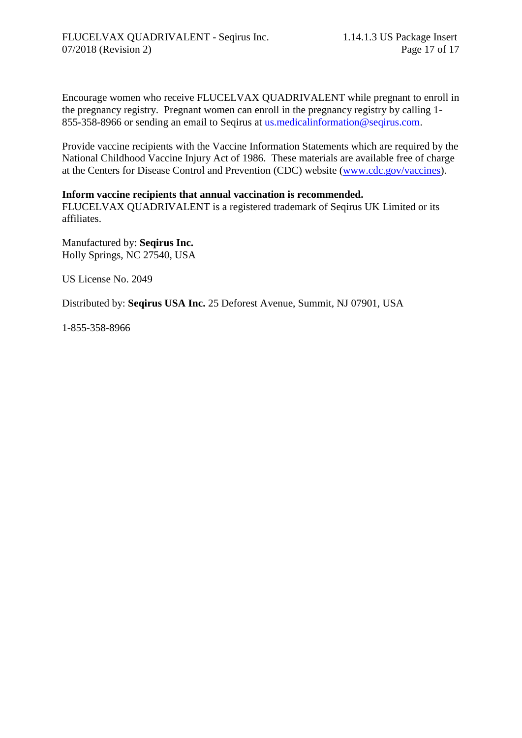Encourage women who receive FLUCELVAX QUADRIVALENT while pregnant to enroll in the pregnancy registry. Pregnant women can enroll in the pregnancy registry by calling 1-855-358-8966 or sending an email to Seqirus at us.medicalinformation@seqirus.com.

Provide vaccine recipients with the Vaccine Information Statements which are required by the National Childhood Vaccine Injury Act of 1986. These materials are available free of charge at the Centers for Disease Control and Prevention (CDC) website (www.cdc.gov/vaccines).

**Inform vaccine recipients that annual vaccination is recommended.**

FLUCELVAX QUADRIVALENT is a registered trademark of Seqirus UK Limited or its affiliates.

Manufactured by: **Seqirus Inc.**
Holly Springs, NC 27540, USA

US License No. 2049

Distributed by: **Seqirus USA Inc.** 25 Deforest Avenue, Summit, NJ 07901, USA

1-855-358-8966